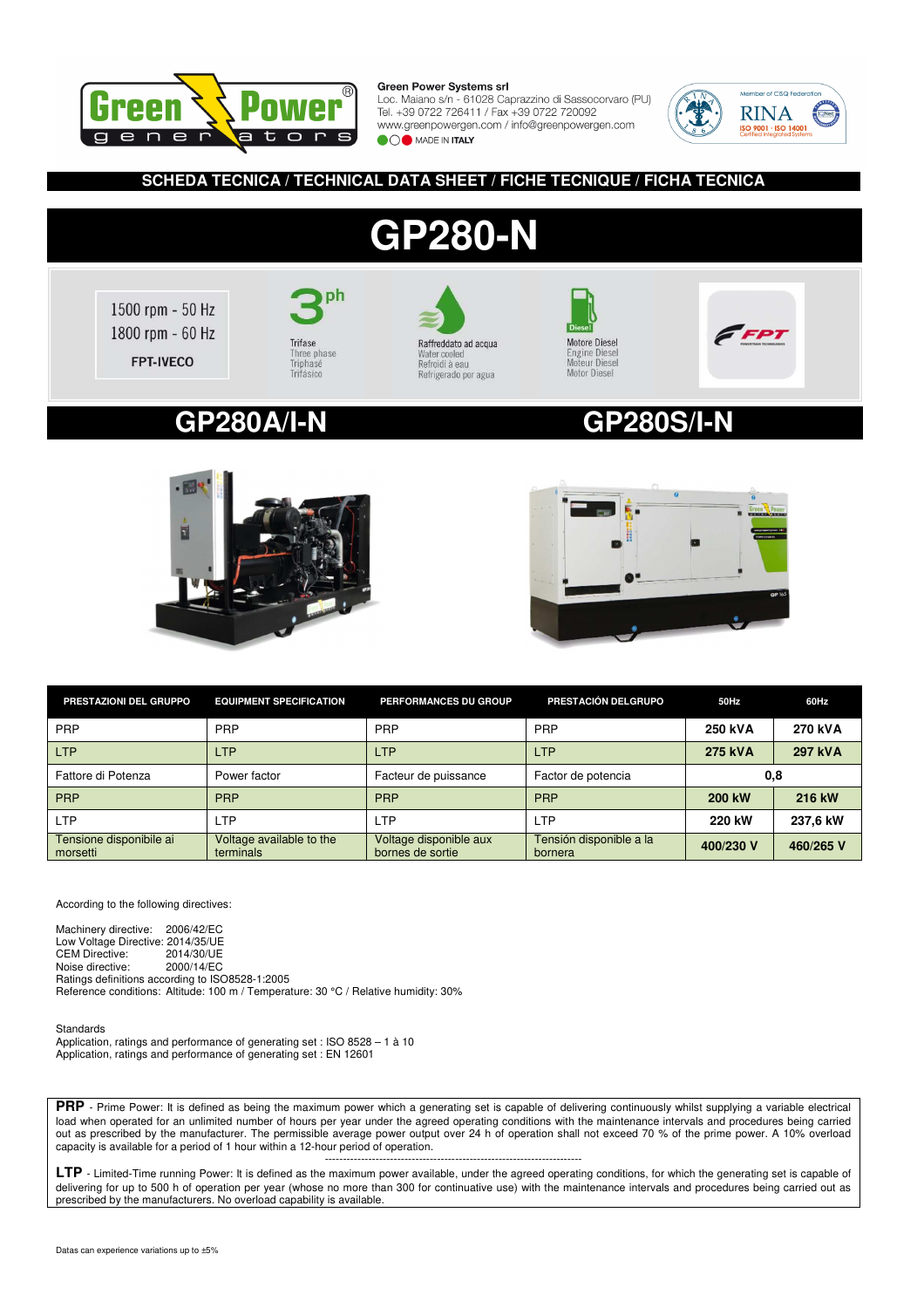**Green Power Systems srl**
Loc. Maiano s/n - 61028 Caprazzino di Sassocorvaro (PU)
Tel. +39 0722 726411 / Fax +39 0722 720092
www.greenpowergen.com / info@greenpowergen.com
MADE IN ITALY

## SCHEDA TECNICA / TECHNICAL DATA SHEET / FICHE TECNIQUE / FICHA TECNICA

# GP280-N

1500 rpm - 50 Hz
1800 rpm - 60 Hz
FPT-IVECO

3ph
Trifase
Three phase
Triphasé
Trifásico

Raffreddato ad acqua
Water cooled
Refroidi à eau
Refrigerado por agua

Diesel
Motore Diesel
Engine Diesel
Moteur Diesel
Motor Diesel

## GP280A/I-N

## GP280S/I-N

| PRESTAZIONI DEL GRUPPO | EQUIPMENT SPECIFICATION | PERFORMANCES DU GROUP | PRESTACIÓN DELGRUPO | 50Hz | 60Hz |
|---|---|---|---|---|---|
| PRP | PRP | PRP | PRP | **250 kVA** | **270 kVA** |
| LTP | LTP | LTP | LTP | **275 kVA** | **297 kVA** |
| Fattore di Potenza | Power factor | Facteur de puissance | Factor de potencia | **0,8** | |
| PRP | PRP | PRP | PRP | **200 kW** | **216 kW** |
| LTP | LTP | LTP | LTP | **220 kW** | **237,6 kW** |
| Tensione disponibile ai morsetti | Voltage available to the terminals | Voltage disponible aux bornes de sortie | Tensión disponible a la bornera | **400/230 V** | **460/265 V** |

According to the following directives:

Machinery directive: 2006/42/EC
Low Voltage Directive: 2014/35/UE
CEM Directive: 2014/30/UE
Noise directive: 2000/14/EC
Ratings definitions according to ISO8528-1:2005
Reference conditions: Altitude: 100 m / Temperature: 30 °C / Relative humidity: 30%

Standards
Application, ratings and performance of generating set : ISO 8528 – 1 à 10
Application, ratings and performance of generating set : EN 12601

**PRP** - Prime Power: It is defined as being the maximum power which a generating set is capable of delivering continuously whilst supplying a variable electrical load when operated for an unlimited number of hours per year under the agreed operating conditions with the maintenance intervals and procedures being carried out as prescribed by the manufacturer. The permissible average power output over 24 h of operation shall not exceed 70 % of the prime power. A 10% overload capacity is available for a period of 1 hour within a 12-hour period of operation.

---

**LTP** - Limited-Time running Power: It is defined as the maximum power available, under the agreed operating conditions, for which the generating set is capable of delivering for up to 500 h of operation per year (whose no more than 300 for continuative use) with the maintenance intervals and procedures being carried out as prescribed by the manufacturers. No overload capability is available.

Datas can experience variations up to ±5%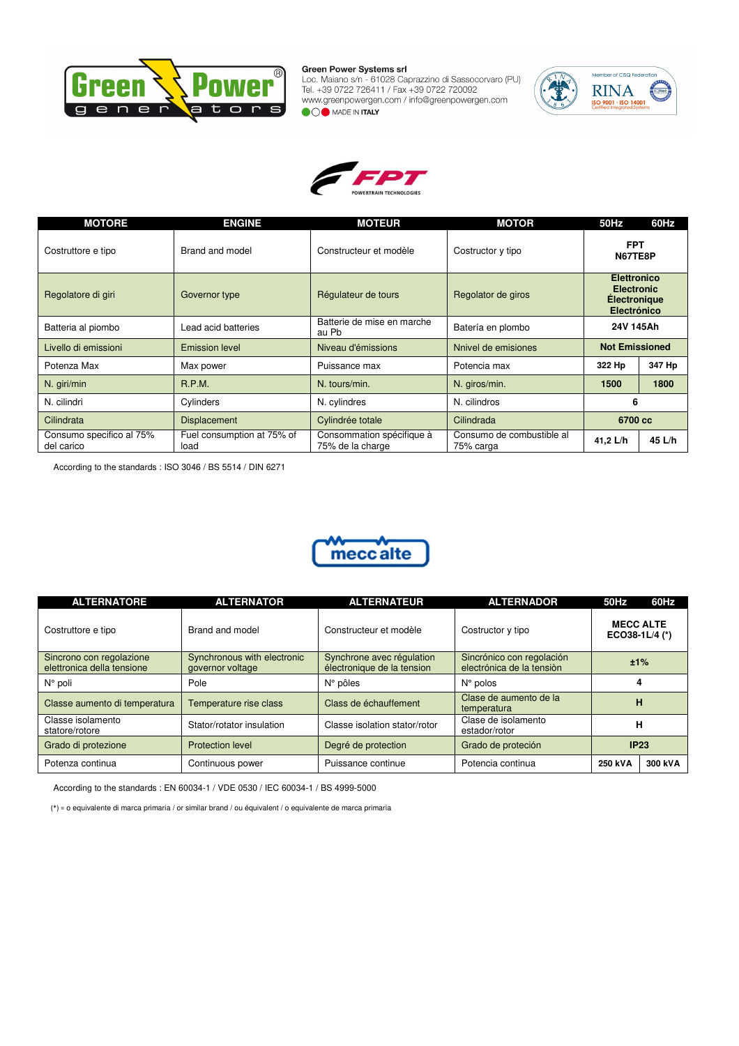**Green Power Systems srl**
Loc. Maiano s/n - 61028 Caprazzino di Sassocorvaro (PU)
Tel. +39 0722 726411 / Fax +39 0722 720092
www.greenpowergen.com / info@greenpowergen.com
MADE IN ITALY

| MOTORE | ENGINE | MOTEUR | MOTOR | 50Hz | 60Hz |
|---|---|---|---|---|---|
| Costruttore e tipo | Brand and model | Constructeur et modèle | Costructor y tipo | FPT N67TE8P | |
| Regolatore di giri | Governor type | Régulateur de tours | Regolator de giros | Elettronico Electronic Électronique Electrónico | |
| Batteria al piombo | Lead acid batteries | Batterie de mise en marche au Pb | Batería en plombo | 24V 145Ah | |
| Livello di emissioni | Emission level | Niveau d'émissions | Nnivel de emisiones | Not Emissioned | |
| Potenza Max | Max power | Puissance max | Potencia max | 322 Hp | 347 Hp |
| N. giri/min | R.P.M. | N. tours/min. | N. giros/min. | 1500 | 1800 |
| N. cilindri | Cylinders | N. cylindres | N. cilindros | 6 | |
| Cilindrata | Displacement | Cylindrée totale | Cilindrada | 6700 cc | |
| Consumo specifico al 75% del carico | Fuel consumption at 75% of load | Consommation spécifique à 75% de la charge | Consumo de combustible al 75% carga | 41,2 L/h | 45 L/h |

According to the standards : ISO 3046 / BS 5514 / DIN 6271

| ALTERNATORE | ALTERNATOR | ALTERNATEUR | ALTERNADOR | 50Hz | 60Hz |
|---|---|---|---|---|---|
| Costruttore e tipo | Brand and model | Constructeur et modèle | Costructor y tipo | MECC ALTE ECO38-1L/4 (*) | |
| Sincrono con regolazione elettronica della tensione | Synchronous with electronic governor voltage | Synchrone avec régulation électronique de la tension | Sincrónico con regolación electrónica de la tensión | ±1% | |
| N° poli | Pole | N° pôles | N° polos | 4 | |
| Classe aumento di temperatura | Temperature rise class | Class de échauffement | Clase de aumento de la temperatura | H | |
| Classe isolamento statore/rotore | Stator/rotator insulation | Classe isolation stator/rotor | Clase de isolamento estador/rotor | H | |
| Grado di protezione | Protection level | Degré de protection | Grado de proteción | IP23 | |
| Potenza continua | Continuous power | Puissance continue | Potencia continua | 250 kVA | 300 kVA |

According to the standards : EN 60034-1 / VDE 0530 / IEC 60034-1 / BS 4999-5000

(*) = o equivalente di marca primaria / or similar brand / ou équivalent / o equivalente de marca primaria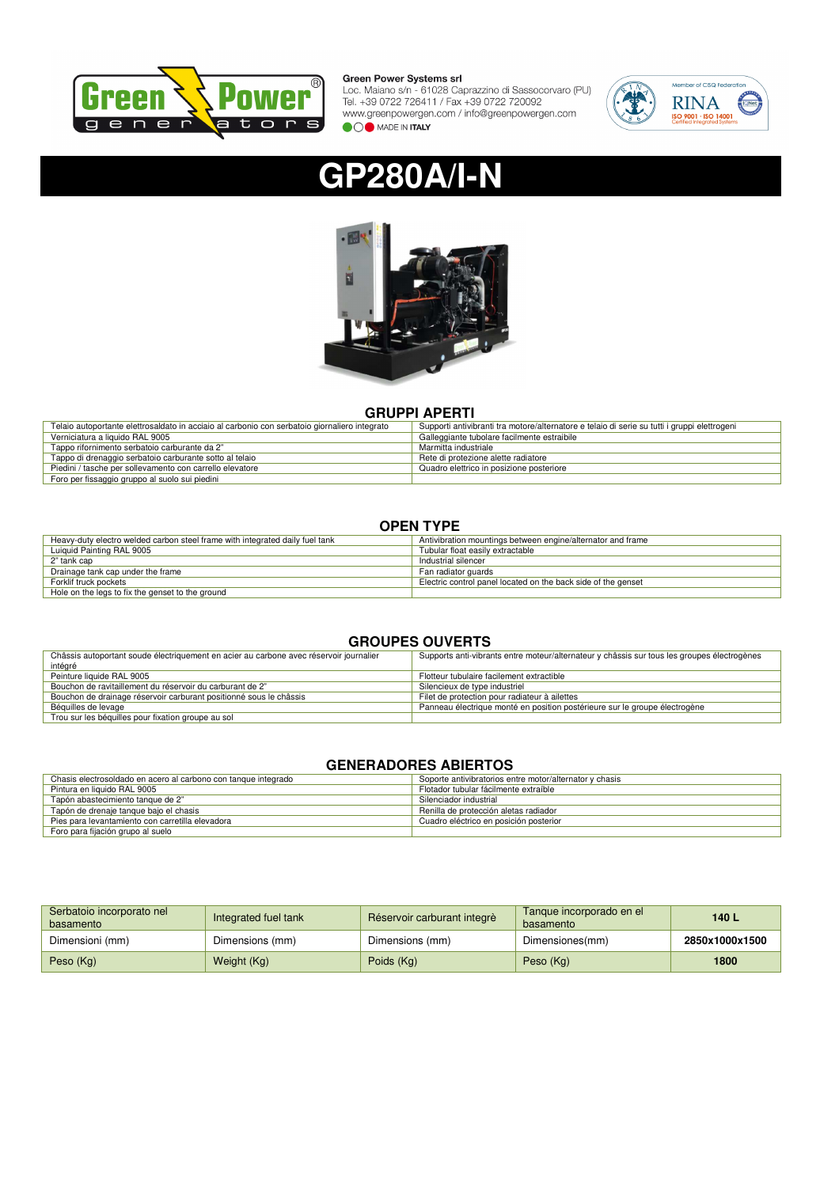**Green Power Systems srl**
Loc. Maiano s/n - 61028 Caprazzino di Sassocorvaro (PU)
Tel. +39 0722 726411 / Fax +39 0722 720092
www.greenpowergen.com / info@greenpowergen.com
MADE IN ITALY

# GP280A/I-N

## GRUPPI APERTI

| | |
|---|---|
| Telaio autoportante elettrosaldato in acciaio al carbonio con serbatoio giornaliero integrato | Supporti antivibranti tra motore/alternatore e telaio di serie su tutti i gruppi elettrogeni |
| Verniciatura a liquido RAL 9005 | Galleggiante tubolare facilmente estraibile |
| Tappo rifornimento serbatoio carburante da 2" | Marmitta industriale |
| Tappo di drenaggio serbatoio carburante sotto al telaio | Rete di protezione alette radiatore |
| Piedini / tasche per sollevamento con carrello elevatore | Quadro elettrico in posizione posteriore |
| Foro per fissaggio gruppo al suolo sui piedini | |

## OPEN TYPE

| | |
|---|---|
| Heavy-duty electro welded carbon steel frame with integrated daily fuel tank | Antivibration mountings between engine/alternator and frame |
| Luiquid Painting RAL 9005 | Tubular float easily extractable |
| 2" tank cap | Industrial silencer |
| Drainage tank cap under the frame | Fan radiator guards |
| Forklif truck pockets | Electric control panel located on the back side of the genset |
| Hole on the legs to fix the genset to the ground | |

## GROUPES OUVERTS

| | |
|---|---|
| Châssis autoportant soude électriquement en acier au carbone avec réservoir journalier intégré | Supports anti-vibrants entre moteur/alternateur y châssis sur tous les groupes électrogènes |
| Peinture liquide RAL 9005 | Flotteur tubulaire facilement extractible |
| Bouchon de ravitaillement du réservoir du carburant de 2" | Silencieux de type industriel |
| Bouchon de drainage réservoir carburant positionné sous le châssis | Filet de protection pour radiateur à ailettes |
| Béquilles de levage | Panneau électrique monté en position postérieure sur le groupe électrogène |
| Trou sur les béquilles pour fixation groupe au sol | |

## GENERADORES ABIERTOS

| | |
|---|---|
| Chasis electrosoldado en acero al carbono con tanque integrado | Soporte antivibratorios entre motor/alternator y chasis |
| Pintura en liquido RAL 9005 | Flotador tubular fácilmente extraíble |
| Tapón abastecimiento tanque de 2" | Silenciador industrial |
| Tapón de drenaje tanque bajo el chasis | Renilla de protección aletas radiador |
| Pies para levantamiento con carretilla elevadora | Cuadro eléctrico en posición posterior |
| Foro para fijación grupo al suelo | |

| | | | | |
|---|---|---|---|---|
| Serbatoio incorporato nel basamento | Integrated fuel tank | Réservoir carburant integrè | Tanque incorporado en el basamento | **140 L** |
| Dimensioni (mm) | Dimensions (mm) | Dimensions (mm) | Dimensiones(mm) | **2850x1000x1500** |
| Peso (Kg) | Weight (Kg) | Poids (Kg) | Peso (Kg) | **1800** |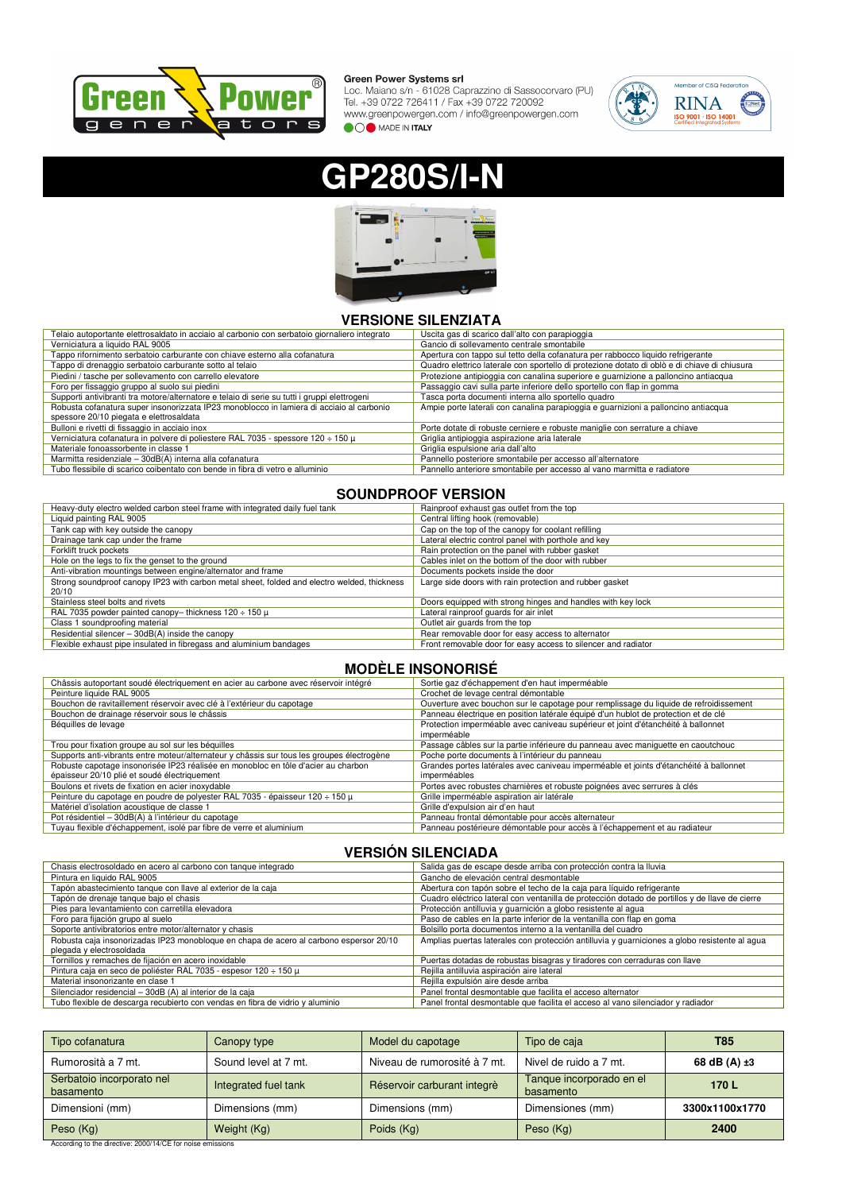**Green Power Systems srl**
Loc. Maiano s/n - 61028 Caprazzino di Sassocorvaro (PU)
Tel. +39 0722 726411 / Fax +39 0722 720092
www.greenpowergen.com / info@greenpowergen.com
MADE IN ITALY

# GP280S/I-N

## VERSIONE SILENZIATA

| | |
|---|---|
| Telaio autoportante elettrosaldato in acciaio al carbonio con serbatoio giornaliero integrato | Uscita gas di scarico dall'alto con parapioggia |
| Verniciatura a liquido RAL 9005 | Gancio di sollevamento centrale smontabile |
| Tappo rifornimento serbatoio carburante con chiave esterno alla cofanatura | Apertura con tappo sul tetto della cofanatura per rabbocco liquido refrigerante |
| Tappo di drenaggio serbatoio carburante sotto al telaio | Quadro elettrico laterale con sportello di protezione dotato di oblò e di chiave di chiusura |
| Piedini / tasche per sollevamento con carrello elevatore | Protezione antipioggia con canalina superiore e guarnizione a palloncino antiacqua |
| Foro per fissaggio gruppo al suolo sui piedini | Passaggio cavi sulla parte inferiore dello sportello con flap in gomma |
| Supporti antivibranti tra motore/alternatore e telaio di serie su tutti i gruppi elettrogeni | Tasca porta documenti interna allo sportello quadro |
| Robusta cofanatura super insonorizzata IP23 monoblocco in lamiera di acciaio al carbonio spessore 20/10 piegata e elettrosaldata | Ampie porte laterali con canalina parapioggia e guarnizioni a palloncino antiacqua |
| Bulloni e rivetti di fissaggio in acciaio inox | Porte dotate di robuste cerniere e robuste maniglie con serrature a chiave |
| Verniciatura cofanatura in polvere di poliestere RAL 7035 - spessore 120 ÷ 150 µ | Griglia antipioggia aspirazione aria laterale |
| Materiale fonoassorbente in classe 1 | Griglia espulsione aria dall'alto |
| Marmitta residenziale – 30dB(A) interna alla cofanatura | Pannello posteriore smontabile per accesso all'alternatore |
| Tubo flessibile di scarico coibentato con bende in fibra di vetro e allumino | Pannello anteriore smontabile per accesso al vano marmitta e radiatore |

## SOUNDPROOF VERSION

| | |
|---|---|
| Heavy-duty electro welded carbon steel frame with integrated daily fuel tank | Rainproof exhaust gas outlet from the top |
| Liquid painting RAL 9005 | Central lifting hook (removable) |
| Tank cap with key outside the canopy | Cap on the top of the canopy for coolant refilling |
| Drainage tank cap under the frame | Lateral electric control panel with porthole and key |
| Forklift truck pockets | Rain protection on the panel with rubber gasket |
| Hole on the legs to fix the genset to the ground | Cables inlet on the bottom of the door with rubber |
| Anti-vibration mountings between engine/alternator and frame | Documents pockets inside the door |
| Strong soundproof canopy IP23 with carbon metal sheet, folded and electro welded, thickness 20/10 | Large side doors with rain protection and rubber gasket |
| Stainless steel bolts and rivets | Doors equipped with strong hinges and handles with key lock |
| RAL 7035 powder painted canopy– thickness 120 ÷ 150 µ | Lateral rainproof guards for air inlet |
| Class 1 soundproofing material | Outlet air guards from the top |
| Residential silencer – 30dB(A) inside the canopy | Rear removable door for easy access to alternator |
| Flexible exhaust pipe insulated in fibregass and aluminium bandages | Front removable door for easy access to silencer and radiator |

## MODÈLE INSONORISÉ

| | |
|---|---|
| Châssis autoportant soudé électriquement en acier au carbone avec réservoir intégré | Sortie gaz d'échappement d'en haut imperméable |
| Peinture liquide RAL 9005 | Crochet de levage central démontable |
| Bouchon de ravitaillement réservoir avec clé à l'extérieur du capotage | Ouverture avec bouchon sur le capotage pour remplissage du liquide de refroidissement |
| Bouchon de drainage réservoir sous le châssis | Panneau électrique en position latérale équipé d'un hublot de protection et de clé |
| Béquilles de levage | Protection imperméable avec caniveau supérieur et joint d'étanchéité à ballonnet imperméable |
| Trou pour fixation groupe au sol sur les béquilles | Passage câbles sur la partie inférieure du panneau avec maniguette en caoutchouc |
| Supports anti-vibrants entre moteur/alternateur y châssis sur tous les groupes électrogène | Poche porte documents à l'intérieur du panneau |
| Robuste capotage insonorisée IP23 réalisée en monobloc en tôle d'acier au charbon épaisseur 20/10 plié et soudé électriquement | Grandes portes latérales avec caniveau imperméable et joints d'étanchéité à ballonnet imperméables |
| Boulons et rivets de fixation en acier inoxydable | Portes avec robustes charnières et robuste poignées avec serrures à clés |
| Peinture du capotage en poudre de polyester RAL 7035 - épaisseur 120 ÷ 150 µ | Grille imperméable aspiration air latérale |
| Matériel d'isolation acoustique de classe 1 | Grille d'expulsion air d'en haut |
| Pot résidentiel – 30dB(A) à l'intérieur du capotage | Panneau frontal démontable pour accès alternateur |
| Tuyau flexible d'échappement, isolé par fibre de verre et aluminium | Panneau postérieure démontable pour accès à l'échappement et au radiateur |

## VERSIÓN SILENCIADA

| | |
|---|---|
| Chasis electrosoldado en acero al carbono con tanque integrado | Salida gas de escape desde arriba con protección contra la lluvia |
| Pintura en liquido RAL 9005 | Gancho de elevación central desmontable |
| Tapón abastecimiento tanque con llave al exterior de la caja | Abertura con tapón sobre el techo de la caja para líquido refrigerante |
| Tapón de drenaje tanque bajo el chasis | Cuadro eléctrico lateral con ventanilla de protección dotado de portillos y de llave de cierre |
| Pies para levantamiento con carretilla elevadora | Protección antilluvia y guarnición a globo resistente al agua |
| Foro para fijación grupo al suelo | Paso de cables en la parte inferior de la ventanilla con flap en goma |
| Soporte antivibratorios entre motor/alternator y chasis | Bolsillo porta documentos interno a la ventanilla del cuadro |
| Robusta caja insonorizadas IP23 monobloque en chapa de acero al carbono espersor 20/10 plegada y electrosoldada | Amplias puertas laterales con protección antilluvia y guarniciones a globo resistente al agua |
| Tornillos y remaches de fijación en acero inoxidable | Puertas dotadas de robustas bisagras y tiradores con cerraduras con llave |
| Pintura caja en seco de poliéster RAL 7035 - espesor 120 ÷ 150 µ | Rejilla antilluvia aspiración aire lateral |
| Material insonorizante en clase 1 | Rejilla expulsión aire desde arriba |
| Silenciador residencial – 30dB (A) al interior de la caja | Panel frontal desmontable que facilita el acceso alternator |
| Tubo flexible de descarga recubierto con vendas en fibra de vidrio y aluminio | Panel frontal desmontable que facilita el acceso al vano silenciador y radiador |

| Tipo cofanatura | Canopy type | Model du capotage | Tipo de caja | **T85** |
|---|---|---|---|---|
| Rumorosità a 7 mt. | Sound level at 7 mt. | Niveau de rumorosité à 7 mt. | Nivel de ruido a 7 mt. | **68 dB (A) ±3** |
| Serbatoio incorporato nel basamento | Integrated fuel tank | Réservoir carburant integrè | Tanque incorporado en el basamento | **170 L** |
| Dimensioni (mm) | Dimensions (mm) | Dimensions (mm) | Dimensiones (mm) | **3300x1100x1770** |
| Peso (Kg) | Weight (Kg) | Poids (Kg) | Peso (Kg) | **2400** |

According to the directive: 2000/14/CE for noise emissions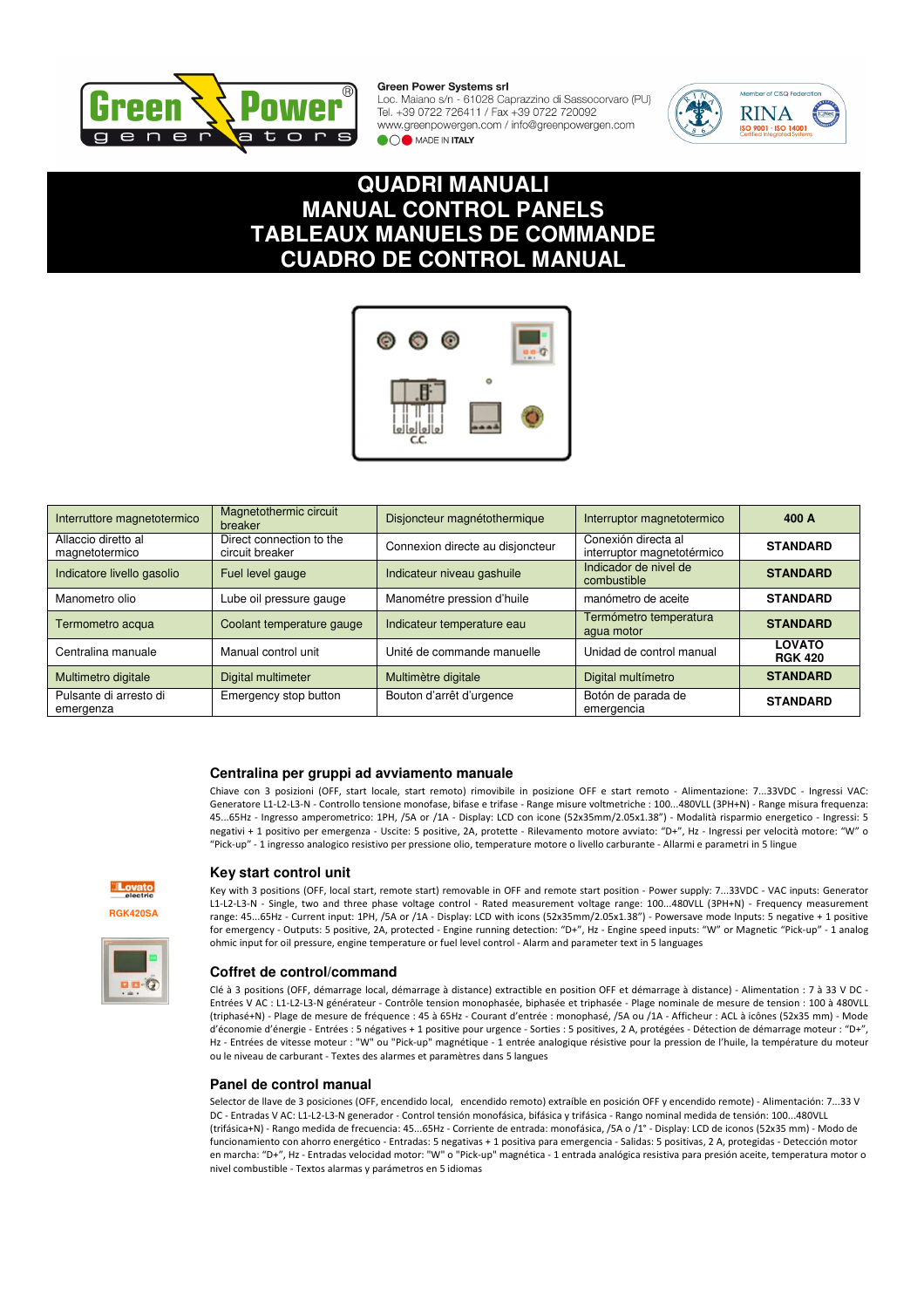Green Power Systems srl
Loc. Maiano s/n - 61028 Caprazzino di Sassocorvaro (PU)
Tel. +39 0722 726411 / Fax +39 0722 720092
www.greenpowergen.com / info@greenpowergen.com
MADE IN ITALY

# QUADRI MANUALI
# MANUAL CONTROL PANELS
# TABLEAUX MANUELS DE COMMANDE
# CUADRO DE CONTROL MANUAL

| | | | | |
|---|---|---|---|---|
| Interruttore magnetotermico | Magnetothermic circuit breaker | Disjoncteur magnétothermique | Interruptor magnetotermico | **400 A** |
| Allaccio diretto al magnetotermico | Direct connection to the circuit breaker | Connexion directe au disjoncteur | Conexión directa al interruptor magnetotérmico | **STANDARD** |
| Indicatore livello gasolio | Fuel level gauge | Indicateur niveau gashuile | Indicador de nivel de combustible | **STANDARD** |
| Manometro olio | Lube oil pressure gauge | Manométre pression d'huile | manómetro de aceite | **STANDARD** |
| Termometro acqua | Coolant temperature gauge | Indicateur temperature eau | Termómetro temperatura agua motor | **STANDARD** |
| Centralina manuale | Manual control unit | Unité de commande manuelle | Unidad de control manual | **LOVATO RGK 420** |
| Multimetro digitale | Digital multimeter | Multimètre digitale | Digital multímetro | **STANDARD** |
| Pulsante di arresto di emergenza | Emergency stop button | Bouton d'arrêt d'urgence | Botón de parada de emergencia | **STANDARD** |

Lovato electric
RGK420SA

### Centralina per gruppi ad avviamento manuale

Chiave con 3 posizioni (OFF, start locale, start remoto) rimovibile in posizione OFF e start remoto - Alimentazione: 7...33VDC - Ingressi VAC: Generatore L1-L2-L3-N - Controllo tensione monofase, bifase e trifase - Range misure voltmetriche : 100...480VLL (3PH+N) - Range misura frequenza: 45...65Hz - Ingresso amperometrico: 1PH, /5A or /1A - Display: LCD con icone (52x35mm/2.05x1.38") - Modalità risparmio energetico - Ingressi: 5 negativi + 1 positivo per emergenza - Uscite: 5 positive, 2A, protette - Rilevamento motore avviato: "D+", Hz - Ingressi per velocità motore: "W" o "Pick-up" - 1 ingresso analogico resistivo per pressione olio, temperature motore o livello carburante - Allarmi e parametri in 5 lingue

### Key start control unit

Key with 3 positions (OFF, local start, remote start) removable in OFF and remote start position - Power supply: 7...33VDC - VAC inputs: Generator L1-L2-L3-N - Single, two and three phase voltage control - Rated measurement voltage range: 100...480VLL (3PH+N) - Frequency measurement range: 45...65Hz - Current input: 1PH, /5A or /1A - Display: LCD with icons (52x35mm/2.05x1.38") - Powersave mode Inputs: 5 negative + 1 positive for emergency - Outputs: 5 positive, 2A, protected - Engine running detection: "D+", Hz - Engine speed inputs: "W" or Magnetic "Pick-up" - 1 analog ohmic input for oil pressure, engine temperature or fuel level control - Alarm and parameter text in 5 languages

### Coffret de control/command

Clé à 3 positions (OFF, démarrage local, démarrage à distance) extractible en position OFF et démarrage à distance) - Alimentation : 7 à 33 V DC - Entrées V AC : L1-L2-L3-N générateur - Contrôle tension monophasée, biphasée et triphasée - Plage nominale de mesure de tension : 100 à 480VLL (triphasé+N) - Plage de mesure de fréquence : 45 à 65Hz - Courant d'entrée : monophasé, /5A ou /1A - Afficheur : ACL à icônes (52x35 mm) - Mode d'économie d'énergie - Entrées : 5 négatives + 1 positive pour urgence - Sorties : 5 positives, 2 A, protégées - Détection de démarrage moteur : "D+", Hz - Entrées de vitesse moteur : "W" ou "Pick-up" magnétique - 1 entrée analogique résistive pour la pression de l'huile, la température du moteur ou le niveau de carburant - Textes des alarmes et paramètres dans 5 langues

### Panel de control manual

Selector de llave de 3 posiciones (OFF, encendido local, encendido remoto) extraíble en posición OFF y encendido remoto) - Alimentación: 7...33 V DC - Entradas V AC: L1-L2-L3-N generador - Control tensión monofásica, bifásica y trifásica - Rango nominal medida de tensión: 100...480VLL (trifásica+N) - Rango medida de frecuencia: 45...65Hz - Corriente de entrada: monofásica, /5A o /1° - Display: LCD de iconos (52x35 mm) - Modo de funcionamiento con ahorro energético - Entradas: 5 negativas + 1 positiva para emergencia - Salidas: 5 positivas, 2 A, protegidas - Detección motor en marcha: "D+", Hz - Entradas velocidad motor: "W" o "Pick-up" magnética - 1 entrada analógica resistiva para presión aceite, temperatura motor o nivel combustible - Textos alarmas y parámetros en 5 idiomas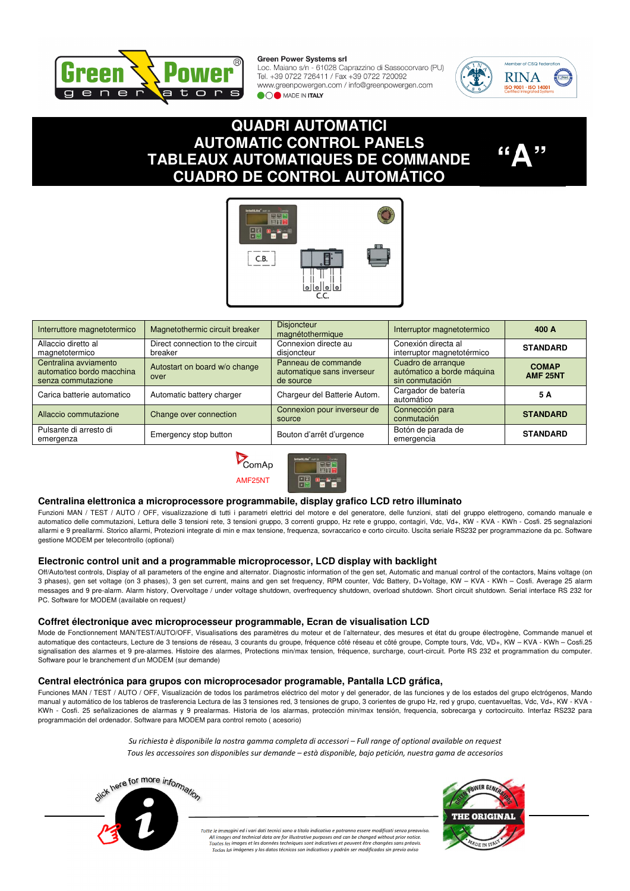**Green Power Systems srl**
Loc. Maiano s/n - 61028 Caprazzino di Sassocorvaro (PU)
Tel. +39 0722 726411 / Fax +39 0722 720092
www.greenpowergen.com / info@greenpowergen.com
MADE IN ITALY

# QUADRI AUTOMATICI
# AUTOMATIC CONTROL PANELS
# TABLEAUX AUTOMATIQUES DE COMMANDE
# CUADRO DE CONTROL AUTOMÁTICO

**"A"**

| | | | | |
|---|---|---|---|---|
| Interruttore magnetotermico | Magnethotermic circuit breaker | Disjoncteur magnétothermique | Interruptor magnetotermico | **400 A** |
| Allaccio diretto al magnetotermico | Direct connection to the circuit breaker | Connexion directe au disjoncteur | Conexión directa al interruptor magnetotérmico | **STANDARD** |
| Centralina avviamento automatico bordo macchina senza commutazione | Autostart on board w/o change over | Panneau de commande automatique sans inverseur de source | Cuadro de arranque autómatico a borde máquina sin conmutación | **COMAP AMF 25NT** |
| Carica batterie automatico | Automatic battery charger | Chargeur del Batterie Autom. | Cargador de batería automático | **5 A** |
| Allaccio commutazione | Change over connection | Connexion pour inverseur de source | Connección para conmutación | **STANDARD** |
| Pulsante di arresto di emergenza | Emergency stop button | Bouton d'arrêt d'urgence | Botón de parada de emergencia | **STANDARD** |

ComAp
AMF25NT

### Centralina elettronica a microprocessore programmabile, display grafico LCD retro illuminato

Funzioni MAN / TEST / AUTO / OFF, visualizzazione di tutti i parametri elettrici del motore e del generatore, delle funzioni, stati del gruppo elettrogeno, comando manuale e automatico delle commutazioni, Lettura delle 3 tensioni rete, 3 tensioni gruppo, 3 correnti gruppo, Hz rete e gruppo, contagiri, Vdc, Vd+, KW - KVA - KWh - Cosfi. 25 segnalazioni allarmi e 9 preallarmi. Storico allarmi, Protezioni integrate di min e max tensione, frequenza, sovraccarico e corto circuito. Uscita seriale RS232 per programmazione da pc. Software gestione MODEM per telecontrollo (optional)

### Electronic control unit and a programmable microprocessor, LCD display with backlight

Off/Auto/test controls, Display of all parameters of the engine and alternator. Diagnostic information of the gen set, Automatic and manual control of the contactors, Mains voltage (on 3 phases), gen set voltage (on 3 phases), 3 gen set current, mains and gen set frequency, RPM counter, Vdc Battery, D+Voltage, KW – KVA - KWh – Cosfi. Average 25 alarm messages and 9 pre-alarm. Alarm history, Overvoltage / under voltage shutdown, overfrequency shutdown, overload shutdown. Short circuit shutdown. Serial interface RS 232 for PC. Software for MODEM (available on request)

### Coffret électronique avec microprocesseur programmable, Ecran de visualisation LCD

Mode de Fonctionnement MAN/TEST/AUTO/OFF, Visualisations des paramètres du moteur et de l'alternateur, des mesures et état du groupe électrogène, Commande manuel et automatique des contacteurs, Lecture de 3 tensions de réseau, 3 courants du groupe, fréquence côté réseau et côté groupe, Compte tours, Vdc, VD+, KW – KVA - KWh – Cosfi.25 signalisation des alarmes et 9 pre-alarmes. Histoire des alarmes, Protections min/max tension, fréquence, surcharge, court-circuit. Porte RS 232 et programmation du computer. Software pour le branchement d'un MODEM (sur demande)

### Central electrónica para grupos con microprocesador programable, Pantalla LCD gráfica,

Funciones MAN / TEST / AUTO / OFF, Visualización de todos los parámetros eléctrico del motor y del generador, de las funciones y de los estados del grupo elctrógenos, Mando manual y automático de los tableros de trasferencia Lectura de las 3 tensiones red, 3 tensiones de grupo, 3 corientes de grupo Hz, red y grupo, cuentavueltas, Vdc, Vd+, KW - KVA - KWh - Cosfi. 25 señalizaciones de alarmas y 9 prealarmas. Historia de los alarmas, protección min/max tensión, frequencia, sobrecarga y cortocircuito. Interfaz RS232 para programmación del ordenador. Software para MODEM para control remoto ( acesorio)

*Su richiesta è disponibile la nostra gamma completa di accessori – Full range of optional available on request*
*Tous les accessoires son disponibles sur demande – està disponible, bajo petición, nuestra gama de accesorios*

click here for more information

*Tutte le immagini ed i vari dati tecnici sono a titolo indicativo e potranno essere modificati senza preavviso.*
*All images and technical data are for illustrative purposes and can be changed without prior notice.*
*Toutes les images et les données techniques sont indicatives et peuvent être changées sans préavis.*
*Todas las imágenes y los datos técnicos son indicativos y podrán ser modificados sin previo aviso*